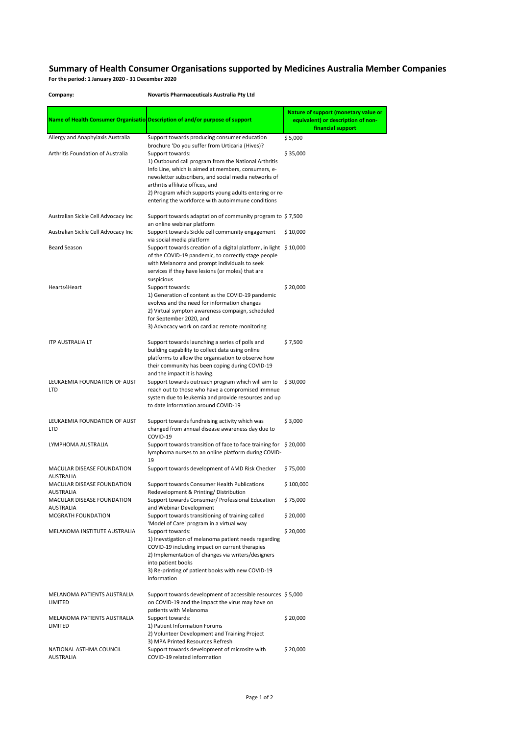# Summary of Health Consumer Organisations supported by Medicines Australia Member Companies

**For the period: 1 January 2020 - 31 December 2020**

**Company:** **Novartis Pharmaceuticals Australia Pty Ltd**

| Name of Health Consumer Organisatio | Description of and/or purpose of support | Nature of support (monetary value or equivalent) or description of non-financial support |
|---|---|---|
| Allergy and Anaphylaxis Australia | Support towards producing consumer education brochure 'Do you suffer from Urticaria (Hives)? | $ 5,000 |
| Arthritis Foundation of Australia | Support towards:<br>1) Outbound call program from the National Arthritis Info Line, which is aimed at members, consumers, e-newsletter subscribers, and social media networks of arthritis affiliate offices, and<br>2) Program which supports young adults entering or re-entering the workforce with autoimmune conditions | $ 35,000 |
| Australian Sickle Cell Advocacy Inc | Support towards adaptation of community program to an online webinar platform | $ 7,500 |
| Australian Sickle Cell Advocacy Inc | Support towards Sickle cell community engagement via social media platform | $ 10,000 |
| Beard Season | Support towards creation of a digital platform, in light of the COVID-19 pandemic, to correctly stage people with Melanoma and prompt individuals to seek services if they have lesions (or moles) that are suspicious | $ 10,000 |
| Hearts4Heart | Support towards:<br>1) Generation of content as the COVID-19 pandemic evolves and the need for information changes<br>2) Virtual sympton awareness compaign, scheduled for September 2020, and<br>3) Advocacy work on cardiac remote monitoring | $ 20,000 |
| ITP AUSTRALIA LT | Support towards launching a series of polls and building capability to collect data using online platforms to allow the organisation to observe how their community has been coping during COVID-19 and the impact it is having. | $ 7,500 |
| LEUKAEMIA FOUNDATION OF AUST LTD | Support towards outreach program which will aim to reach out to those who have a compromised immnue system due to leukemia and provide resources and up to date information around COVID-19 | $ 30,000 |
| LEUKAEMIA FOUNDATION OF AUST LTD | Support towards fundraising activity which was changed from annual disease awareness day due to COVID-19 | $ 3,000 |
| LYMPHOMA AUSTRALIA | Support towards transition of face to face training for lymphoma nurses to an online platform during COVID-19 | $ 20,000 |
| MACULAR DISEASE FOUNDATION AUSTRALIA | Support towards development of AMD Risk Checker | $ 75,000 |
| MACULAR DISEASE FOUNDATION AUSTRALIA | Support towards Consumer Health Publications Redevelopment & Printing/ Distribution | $ 100,000 |
| MACULAR DISEASE FOUNDATION AUSTRALIA | Support towards Consumer/ Professional Education and Webinar Development | $ 75,000 |
| MCGRATH FOUNDATION | Support towards transitioning of training called 'Model of Care' program in a virtual way | $ 20,000 |
| MELANOMA INSTITUTE AUSTRALIA | Support towards:<br>1) Inevstigation of melanoma patient needs regarding COVID-19 including impact on current therapies<br>2) Implementation of changes via writers/designers into patient books<br>3) Re-printing of patient books with new COVID-19 information | $ 20,000 |
| MELANOMA PATIENTS AUSTRALIA LIMITED | Support towards development of accessible resources on COVID-19 and the impact the virus may have on patients with Melanoma | $ 5,000 |
| MELANOMA PATIENTS AUSTRALIA LIMITED | Support towards:<br>1) Patient Information Forums<br>2) Volunteer Development and Training Project<br>3) MPA Printed Resources Refresh | $ 20,000 |
| NATIONAL ASTHMA COUNCIL AUSTRALIA | Support towards development of microsite with COVID-19 related information | $ 20,000 |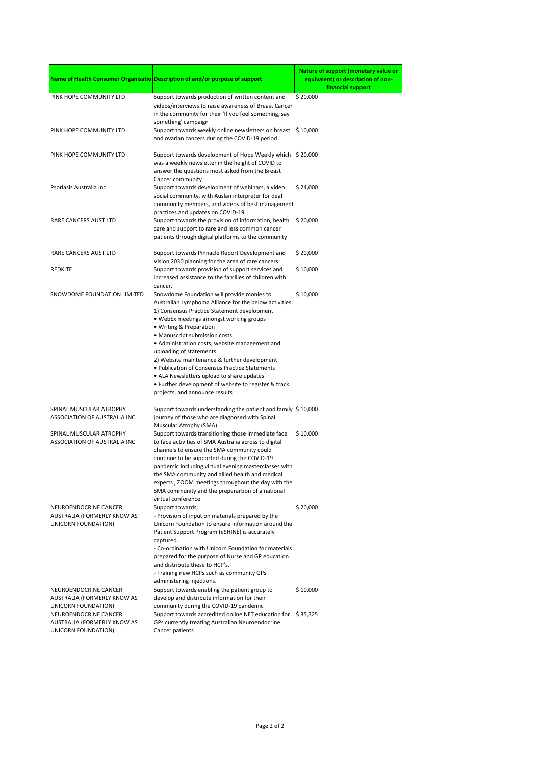| Name of Health Consumer Organisatio | Description of and/or purpose of support | Nature of support (monetary value or equivalent) or description of non-financial support |
|---|---|---|
| PINK HOPE COMMUNITY LTD | Support towards production of written content and videos/interviews to raise awareness of Breast Cancer in the community for their 'If you feel something, say something' campaign | $ 20,000 |
| PINK HOPE COMMUNITY LTD | Support towards weekly online newsletters on breast and ovarian cancers during the COVID-19 period | $ 10,000 |
| PINK HOPE COMMUNITY LTD | Support towards development of Hope Weekly which was a weekly newsletter in the height of COVID to answer the questions most asked from the Breast Cancer community | $ 20,000 |
| Psoriasis Australia Inc | Support towards development of webinars, a video social community, with Auslan interpreter for deaf community members, and videos of best management practices and updates on COVID-19 | $ 24,000 |
| RARE CANCERS AUST LTD | Support towards the provision of information, health care and support to rare and less common cancer patients through digital platforms to the community | $ 20,000 |
| RARE CANCERS AUST LTD | Support towards Pinnacle Report Development and Vision 2030 planning for the area of rare cancers | $ 20,000 |
| REDKITE | Support towards provision of support services and increased assistance to the families of children with cancer. | $ 10,000 |
| SNOWDOME FOUNDATION LIMITED | Snowdome Foundation will provide monies to Australian Lymphoma Alliance for the below activities:<br>1) Consensus Practice Statement development<br>• WebEx meetings amongst working groups<br>• Writing & Preparation<br>• Manuscript submission costs<br>• Administration costs, website management and uploading of statements<br>2) Website maintenance & further development<br>• Publication of Consensus Practice Statements<br>• ALA Newsletters upload to share updates<br>• Further development of website to register & track projects, and announce results | $ 10,000 |
| SPINAL MUSCULAR ATROPHY ASSOCIATION OF AUSTRALIA INC | Support towards understanding the patient and family journey of those who are diagnosed with Spinal Muscular Atrophy (SMA) | $ 10,000 |
| SPINAL MUSCULAR ATROPHY ASSOCIATION OF AUSTRALIA INC | Support towards transitioning those immediate face to face activities of SMA Australia across to digital channels to ensure the SMA community could continue to be supported during the COVID-19 pandemic including virtual evening masterclasses with the SMA community and allied health and medical experts , ZOOM meetings throughout the day with the SMA community and the preparartion of a national virtual conference | $ 10,000 |
| NEUROENDOCRINE CANCER AUSTRALIA (FORMERLY KNOW AS UNICORN FOUNDATION) | Support towards:<br>- Provision of input on materials prepared by the Unicorn Foundation to ensure information around the Patient Support Program (eSHINE) is accurately captured.<br>- Co-ordination with Unicorn Foundation for materials prepared for the purpose of Nurse and GP education and distribute these to HCP's.<br>- Training new HCPs such as community GPs administering injections. | $ 20,000 |
| NEUROENDOCRINE CANCER AUSTRALIA (FORMERLY KNOW AS UNICORN FOUNDATION) | Support towards enabling the patient group to develop and distribute information for their community during the COVID-19 pandemic | $ 10,000 |
| NEUROENDOCRINE CANCER AUSTRALIA (FORMERLY KNOW AS UNICORN FOUNDATION) | Support towards accredited online NET education for GPs currently treating Australian Neuroendocrine Cancer patients | $ 35,325 |